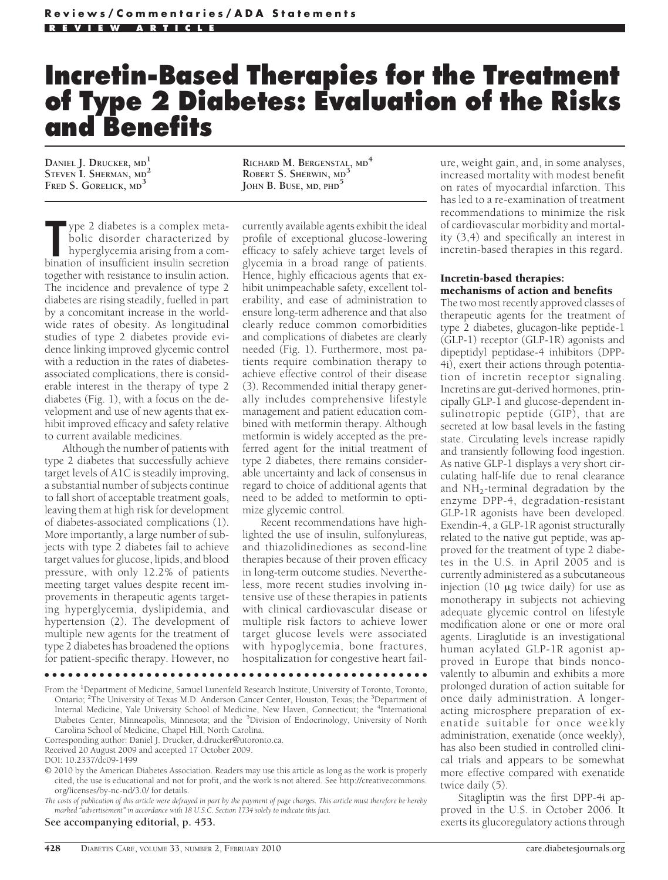# Incretin-Based Therapies for the Treatment of Type 2 Diabetes: Evaluation of the Risks and Benefits

**Daniel J. Drucker, md**[1]
**Steven I. Sherman, md**[2]
**Fred S. Gorelick, md**[3]
**Richard M. Bergenstal, md**[4]
**Robert S. Sherwin, md**[3]
**John B. Buse, md, phd**[5]

Type 2 diabetes is a complex metabolic disorder characterized by hyperglycemia arising from a combination of insufficient insulin secretion together with resistance to insulin action. The incidence and prevalence of type 2 diabetes are rising steadily, fuelled in part by a concomitant increase in the worldwide rates of obesity. As longitudinal studies of type 2 diabetes provide evidence linking improved glycemic control with a reduction in the rates of diabetes-associated complications, there is considerable interest in the therapy of type 2 diabetes (Fig. 1), with a focus on the development and use of new agents that exhibit improved efficacy and safety relative to current available medicines.

Although the number of patients with type 2 diabetes that successfully achieve target levels of A1C is steadily improving, a substantial number of subjects continue to fall short of acceptable treatment goals, leaving them at high risk for development of diabetes-associated complications (1). More importantly, a large number of subjects with type 2 diabetes fail to achieve target values for glucose, lipids, and blood pressure, with only 12.2% of patients meeting target values despite recent improvements in therapeutic agents targeting hyperglycemia, dyslipidemia, and hypertension (2). The development of multiple new agents for the treatment of type 2 diabetes has broadened the options for patient-specific therapy. However, no currently available agents exhibit the ideal profile of exceptional glucose-lowering efficacy to safely achieve target levels of glycemia in a broad range of patients. Hence, highly efficacious agents that exhibit unimpeachable safety, excellent tolerability, and ease of administration to ensure long-term adherence and that also clearly reduce common comorbidities and complications of diabetes are clearly needed (Fig. 1). Furthermore, most patients require combination therapy to achieve effective control of their disease (3). Recommended initial therapy generally includes comprehensive lifestyle management and patient education combined with metformin therapy. Although metformin is widely accepted as the preferred agent for the initial treatment of type 2 diabetes, there remains considerable uncertainty and lack of consensus in regard to choice of additional agents that need to be added to metformin to optimize glycemic control.

Recent recommendations have highlighted the use of insulin, sulfonylureas, and thiazolidinediones as second-line therapies because of their proven efficacy in long-term outcome studies. Nevertheless, more recent studies involving intensive use of these therapies in patients with clinical cardiovascular disease or multiple risk factors to achieve lower target glucose levels were associated with hypoglycemia, bone fractures, hospitalization for congestive heart failure, weight gain, and, in some analyses, increased mortality with modest benefit on rates of myocardial infarction. This has led to a re-examination of treatment recommendations to minimize the risk of cardiovascular morbidity and mortality (3,4) and specifically an interest in incretin-based therapies in this regard.

### Incretin-based therapies: mechanisms of action and benefits

The two most recently approved classes of therapeutic agents for the treatment of type 2 diabetes, glucagon-like peptide-1 (GLP-1) receptor (GLP-1R) agonists and dipeptidyl peptidase-4 inhibitors (DPP-4i), exert their actions through potentiation of incretin receptor signaling. Incretins are gut-derived hormones, principally GLP-1 and glucose-dependent insulinotropic peptide (GIP), that are secreted at low basal levels in the fasting state. Circulating levels increase rapidly and transiently following food ingestion. As native GLP-1 displays a very short circulating half-life due to renal clearance and $NH_2$-terminal degradation by the enzyme DPP-4, degradation-resistant GLP-1R agonists have been developed. Exendin-4, a GLP-1R agonist structurally related to the native gut peptide, was approved for the treatment of type 2 diabetes in the U.S. in April 2005 and is currently administered as a subcutaneous injection (10 μg twice daily) for use as monotherapy in subjects not achieving adequate glycemic control on lifestyle modification alone or one or more oral agents. Liraglutide is an investigational human acylated GLP-1R agonist approved in Europe that binds noncovalently to albumin and exhibits a more prolonged duration of action suitable for once daily administration. A longer-acting microsphere preparation of exenatide suitable for once weekly administration, exenatide (once weekly), has also been studied in controlled clinical trials and appears to be somewhat more effective compared with exenatide twice daily (5).

Sitagliptin was the first DPP-4i approved in the U.S. in October 2006. It exerts its glucoregulatory actions through

---

From the [1]Department of Medicine, Samuel Lunenfeld Research Institute, University of Toronto, Toronto, Ontario; [2]The University of Texas M.D. Anderson Cancer Center, Houston, Texas; the [3]Department of Internal Medicine, Yale University School of Medicine, New Haven, Connecticut; the [4]International Diabetes Center, Minneapolis, Minnesota; and the [5]Division of Endocrinology, University of North Carolina School of Medicine, Chapel Hill, North Carolina.

Corresponding author: Daniel J. Drucker, d.drucker@utoronto.ca.

Received 20 August 2009 and accepted 17 October 2009.

DOI: 10.2337/dc09-1499

© 2010 by the American Diabetes Association. Readers may use this article as long as the work is properly cited, the use is educational and not for profit, and the work is not altered. See http://creativecommons.org/licenses/by-nc-nd/3.0/ for details.

*The costs of publication of this article were defrayed in part by the payment of page charges. This article must therefore be hereby marked "advertisement" in accordance with 18 U.S.C. Section 1734 solely to indicate this fact.*

**See accompanying editorial, p. 453.**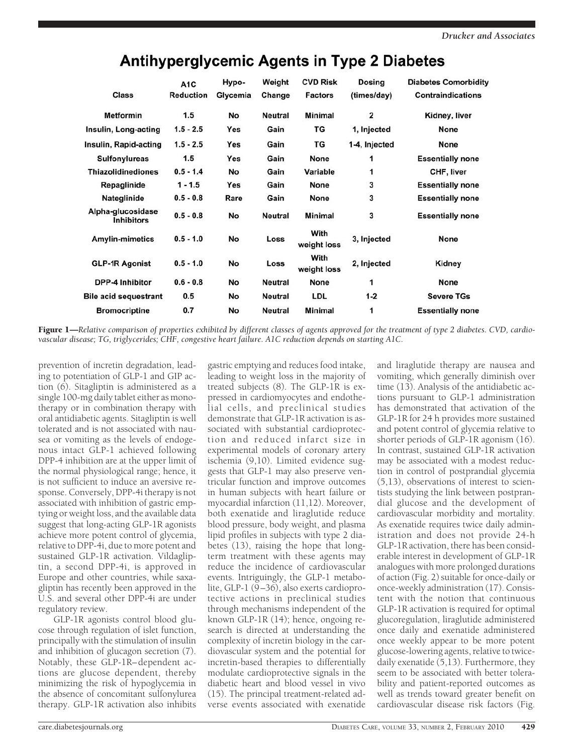## Antihyperglycemic Agents in Type 2 Diabetes

| Class | A1C Reduction | Hypo-Glycemia | Weight Change | CVD Risk Factors | Dosing (times/day) | Diabetes Comorbidity Contraindications |
|---|---|---|---|---|---|---|
| Metformin | 1.5 | No | Neutral | Minimal | 2 | Kidney, liver |
| Insulin, Long-acting | 1.5 - 2.5 | Yes | Gain | TG | 1, Injected | None |
| Insulin, Rapid-acting | 1.5 - 2.5 | Yes | Gain | TG | 1-4, Injected | None |
| Sulfonylureas | 1.5 | Yes | Gain | None | 1 | Essentially none |
| Thiazolidinediones | 0.5 - 1.4 | No | Gain | Variable | 1 | CHF, liver |
| Repaglinide | 1 - 1.5 | Yes | Gain | None | 3 | Essentially none |
| Nateglinide | 0.5 - 0.8 | Rare | Gain | None | 3 | Essentially none |
| Alpha-glucosidase Inhibitors | 0.5 - 0.8 | No | Neutral | Minimal | 3 | Essentially none |
| Amylin-mimetics | 0.5 - 1.0 | No | Loss | With weight loss | 3, Injected | None |
| GLP-1R Agonist | 0.5 - 1.0 | No | Loss | With weight loss | 2, Injected | Kidney |
| DPP-4 Inhibitor | 0.6 - 0.8 | No | Neutral | None | 1 | None |
| Bile acid sequestrant | 0.5 | No | Neutral | LDL | 1-2 | Severe TGs |
| Bromocriptine | 0.7 | No | Neutral | Minimal | 1 | Essentially none |

**Figure 1**—*Relative comparison of properties exhibited by different classes of agents approved for the treatment of type 2 diabetes. CVD, cardiovascular disease; TG, triglycerides; CHF, congestive heart failure. A1C reduction depends on starting A1C.*

prevention of incretin degradation, leading to potentiation of GLP-1 and GIP action (6). Sitagliptin is administered as a single 100-mg daily tablet either as monotherapy or in combination therapy with oral antidiabetic agents. Sitagliptin is well tolerated and is not associated with nausea or vomiting as the levels of endogenous intact GLP-1 achieved following DPP-4 inhibition are at the upper limit of the normal physiological range; hence, it is not sufficient to induce an aversive response. Conversely, DPP-4i therapy is not associated with inhibition of gastric emptying or weight loss, and the available data suggest that long-acting GLP-1R agonists achieve more potent control of glycemia, relative to DPP-4i, due to more potent and sustained GLP-1R activation. Vildagliptin, a second DPP-4i, is approved in Europe and other countries, while saxagliptin has recently been approved in the U.S. and several other DPP-4i are under regulatory review.

GLP-1R agonists control blood glucose through regulation of islet function, principally with the stimulation of insulin and inhibition of glucagon secretion (7). Notably, these GLP-1R–dependent actions are glucose dependent, thereby minimizing the risk of hypoglycemia in the absence of concomitant sulfonylurea therapy. GLP-1R activation also inhibits gastric emptying and reduces food intake, leading to weight loss in the majority of treated subjects (8). The GLP-1R is expressed in cardiomyocytes and endothelial cells, and preclinical studies demonstrate that GLP-1R activation is associated with substantial cardioprotection and reduced infarct size in experimental models of coronary artery ischemia (9,10). Limited evidence suggests that GLP-1 may also preserve ventricular function and improve outcomes in human subjects with heart failure or myocardial infarction (11,12). Moreover, both exenatide and liraglutide reduce blood pressure, body weight, and plasma lipid profiles in subjects with type 2 diabetes (13), raising the hope that long-term treatment with these agents may reduce the incidence of cardiovascular events. Intriguingly, the GLP-1 metabolite, GLP-1 (9–36), also exerts cardioprotective actions in preclinical studies through mechanisms independent of the known GLP-1R (14); hence, ongoing research is directed at understanding the complexity of incretin biology in the cardiovascular system and the potential for incretin-based therapies to differentially modulate cardioprotective signals in the diabetic heart and blood vessel in vivo (15). The principal treatment-related adverse events associated with exenatide and liraglutide therapy are nausea and vomiting, which generally diminish over time (13). Analysis of the antidiabetic actions pursuant to GLP-1 administration has demonstrated that activation of the GLP-1R for 24 h provides more sustained and potent control of glycemia relative to shorter periods of GLP-1R agonism (16). In contrast, sustained GLP-1R activation may be associated with a modest reduction in control of postprandial glycemia (5,13), observations of interest to scientists studying the link between postprandial glucose and the development of cardiovascular morbidity and mortality. As exenatide requires twice daily administration and does not provide 24-h GLP-1R activation, there has been considerable interest in development of GLP-1R analogues with more prolonged durations of action (Fig. 2) suitable for once-daily or once-weekly administration (17). Consistent with the notion that continuous GLP-1R activation is required for optimal glucoregulation, liraglutide administered once daily and exenatide administered once weekly appear to be more potent glucose-lowering agents, relative to twice-daily exenatide (5,13). Furthermore, they seem to be associated with better tolerability and patient-reported outcomes as well as trends toward greater benefit on cardiovascular disease risk factors (Fig.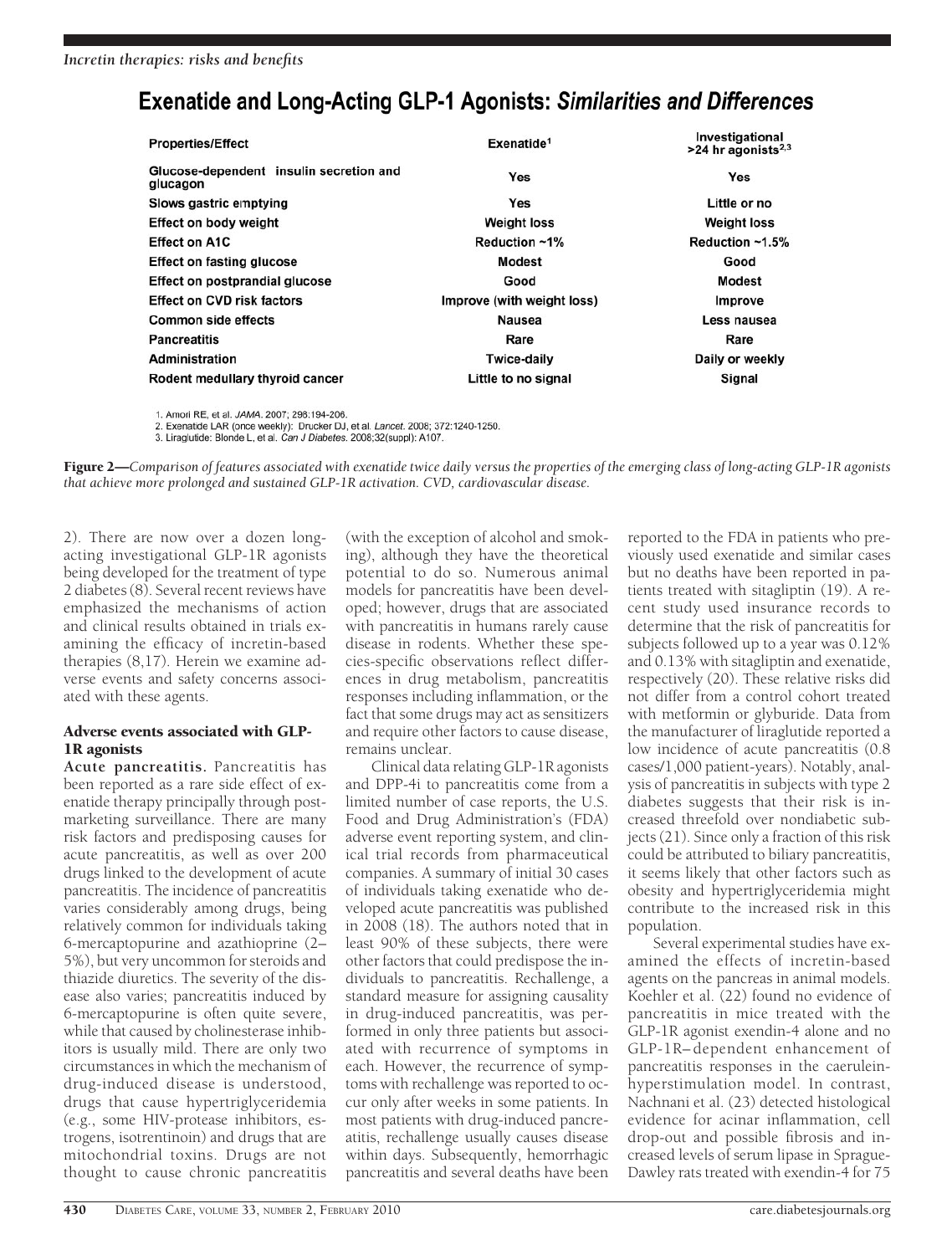## Exenatide and Long-Acting GLP-1 Agonists: *Similarities and Differences*

| Properties/Effect | Exenatide[1] | Investigational >24 hr agonists[2,3] |
|---|---|---|
| Glucose-dependent insulin secretion and glucagon | Yes | Yes |
| Slows gastric emptying | Yes | Little or no |
| Effect on body weight | Weight loss | Weight loss |
| Effect on A1C | Reduction ~1% | Reduction ~1.5% |
| Effect on fasting glucose | Modest | Good |
| Effect on postprandial glucose | Good | Modest |
| Effect on CVD risk factors | Improve (with weight loss) | Improve |
| Common side effects | Nausea | Less nausea |
| Pancreatitis | Rare | Rare |
| Administration | Twice-daily | Daily or weekly |
| Rodent medullary thyroid cancer | Little to no signal | Signal |

1. Amori RE, et al. *JAMA*. 2007; 298:194-206.
2. Exenatide LAR (once weekly): Drucker DJ, et al. *Lancet*. 2008; 372:1240-1250.
3. Liraglutide: Blonde L, et al. *Can J Diabetes*. 2008;32(suppl): A107.

**Figure 2**—*Comparison of features associated with exenatide twice daily versus the properties of the emerging class of long-acting GLP-1R agonists that achieve more prolonged and sustained GLP-1R activation. CVD, cardiovascular disease.*

2). There are now over a dozen long-acting investigational GLP-1R agonists being developed for the treatment of type 2 diabetes (8). Several recent reviews have emphasized the mechanisms of action and clinical results obtained in trials examining the efficacy of incretin-based therapies (8,17). Herein we examine adverse events and safety concerns associated with these agents.

### Adverse events associated with GLP-1R agonists

**Acute pancreatitis.** Pancreatitis has been reported as a rare side effect of exenatide therapy principally through postmarketing surveillance. There are many risk factors and predisposing causes for acute pancreatitis, as well as over 200 drugs linked to the development of acute pancreatitis. The incidence of pancreatitis varies considerably among drugs, being relatively common for individuals taking 6-mercaptopurine and azathioprine (2–5%), but very uncommon for steroids and thiazide diuretics. The severity of the disease also varies; pancreatitis induced by 6-mercaptopurine is often quite severe, while that caused by cholinesterase inhibitors is usually mild. There are only two circumstances in which the mechanism of drug-induced disease is understood, drugs that cause hypertriglyceridemia (e.g., some HIV-protease inhibitors, estrogens, isotrentinoin) and drugs that are mitochondrial toxins. Drugs are not thought to cause chronic pancreatitis (with the exception of alcohol and smoking), although they have the theoretical potential to do so. Numerous animal models for pancreatitis have been developed; however, drugs that are associated with pancreatitis in humans rarely cause disease in rodents. Whether these species-specific observations reflect differences in drug metabolism, pancreatitis responses including inflammation, or the fact that some drugs may act as sensitizers and require other factors to cause disease, remains unclear.

Clinical data relating GLP-1R agonists and DPP-4i to pancreatitis come from a limited number of case reports, the U.S. Food and Drug Administration's (FDA) adverse event reporting system, and clinical trial records from pharmaceutical companies. A summary of initial 30 cases of individuals taking exenatide who developed acute pancreatitis was published in 2008 (18). The authors noted that in least 90% of these subjects, there were other factors that could predispose the individuals to pancreatitis. Rechallenge, a standard measure for assigning causality in drug-induced pancreatitis, was performed in only three patients but associated with recurrence of symptoms in each. However, the recurrence of symptoms with rechallenge was reported to occur only after weeks in some patients. In most patients with drug-induced pancreatitis, rechallenge usually causes disease within days. Subsequently, hemorrhagic pancreatitis and several deaths have been reported to the FDA in patients who previously used exenatide and similar cases but no deaths have been reported in patients treated with sitagliptin (19). A recent study used insurance records to determine that the risk of pancreatitis for subjects followed up to a year was 0.12% and 0.13% with sitagliptin and exenatide, respectively (20). These relative risks did not differ from a control cohort treated with metformin or glyburide. Data from the manufacturer of liraglutide reported a low incidence of acute pancreatitis (0.8 cases/1,000 patient-years). Notably, analysis of pancreatitis in subjects with type 2 diabetes suggests that their risk is increased threefold over nondiabetic subjects (21). Since only a fraction of this risk could be attributed to biliary pancreatitis, it seems likely that other factors such as obesity and hypertriglyceridemia might contribute to the increased risk in this population.

Several experimental studies have examined the effects of incretin-based agents on the pancreas in animal models. Koehler et al. (22) found no evidence of pancreatitis in mice treated with the GLP-1R agonist exendin-4 alone and no GLP-1R–dependent enhancement of pancreatitis responses in the caerulein-hyperstimulation model. In contrast, Nachnani et al. (23) detected histological evidence for acinar inflammation, cell drop-out and possible fibrosis and increased levels of serum lipase in Sprague-Dawley rats treated with exendin-4 for 75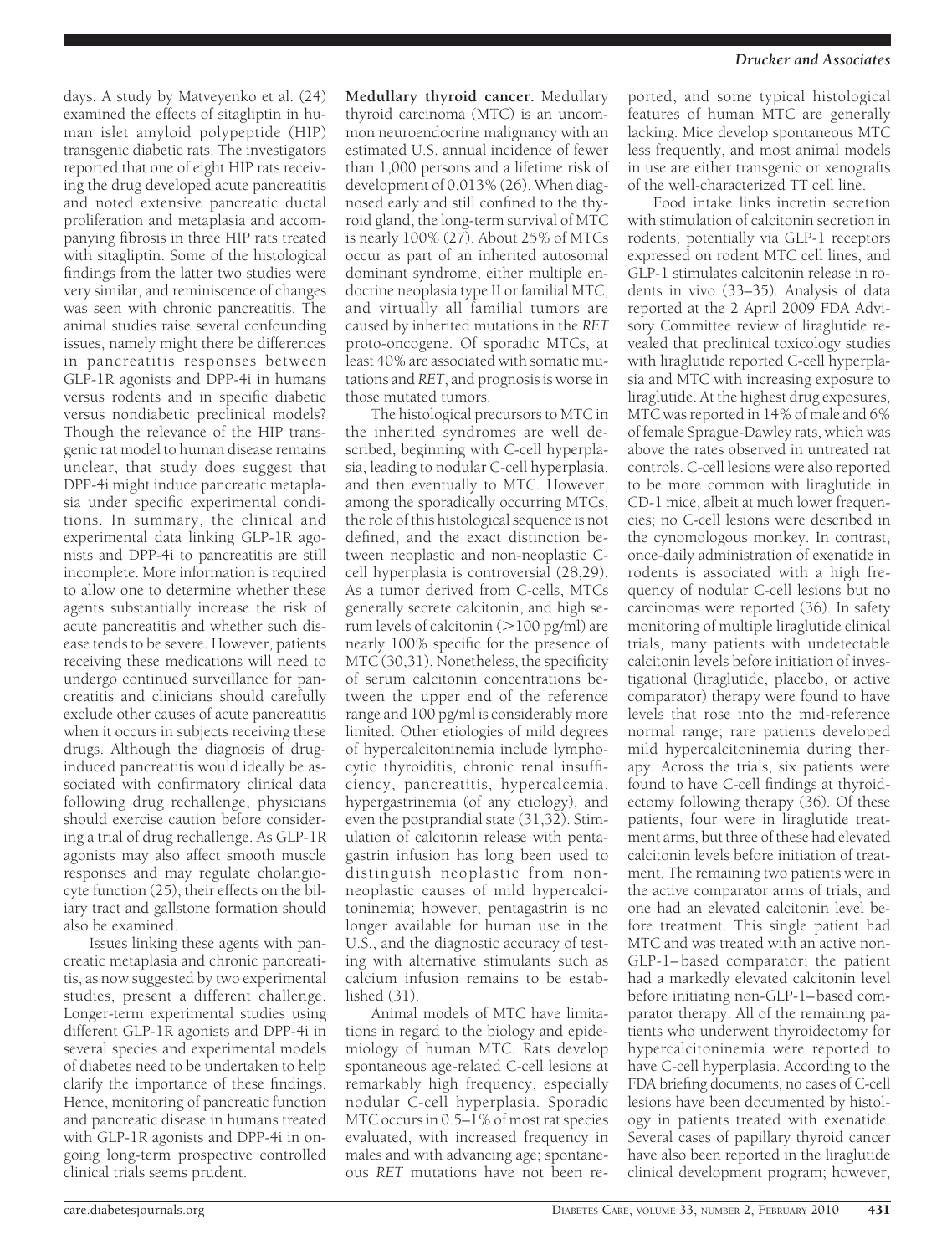days. A study by Matveyenko et al. (24) examined the effects of sitagliptin in human islet amyloid polypeptide (HIP) transgenic diabetic rats. The investigators reported that one of eight HIP rats receiving the drug developed acute pancreatitis and noted extensive pancreatic ductal proliferation and metaplasia and accompanying fibrosis in three HIP rats treated with sitagliptin. Some of the histological findings from the latter two studies were very similar, and reminiscence of changes was seen with chronic pancreatitis. The animal studies raise several confounding issues, namely might there be differences in pancreatitis responses between GLP-1R agonists and DPP-4i in humans versus rodents and in specific diabetic versus nondiabetic preclinical models? Though the relevance of the HIP transgenic rat model to human disease remains unclear, that study does suggest that DPP-4i might induce pancreatic metaplasia under specific experimental conditions. In summary, the clinical and experimental data linking GLP-1R agonists and DPP-4i to pancreatitis are still incomplete. More information is required to allow one to determine whether these agents substantially increase the risk of acute pancreatitis and whether such disease tends to be severe. However, patients receiving these medications will need to undergo continued surveillance for pancreatitis and clinicians should carefully exclude other causes of acute pancreatitis when it occurs in subjects receiving these drugs. Although the diagnosis of drug-induced pancreatitis would ideally be associated with confirmatory clinical data following drug rechallenge, physicians should exercise caution before considering a trial of drug rechallenge. As GLP-1R agonists may also affect smooth muscle responses and may regulate cholangiocyte function (25), their effects on the biliary tract and gallstone formation should also be examined.

Issues linking these agents with pancreatic metaplasia and chronic pancreatitis, as now suggested by two experimental studies, present a different challenge. Longer-term experimental studies using different GLP-1R agonists and DPP-4i in several species and experimental models of diabetes need to be undertaken to help clarify the importance of these findings. Hence, monitoring of pancreatic function and pancreatic disease in humans treated with GLP-1R agonists and DPP-4i in ongoing long-term prospective controlled clinical trials seems prudent.

**Medullary thyroid cancer.** Medullary thyroid carcinoma (MTC) is an uncommon neuroendocrine malignancy with an estimated U.S. annual incidence of fewer than 1,000 persons and a lifetime risk of development of 0.013% (26). When diagnosed early and still confined to the thyroid gland, the long-term survival of MTC is nearly 100% (27). About 25% of MTCs occur as part of an inherited autosomal dominant syndrome, either multiple endocrine neoplasia type II or familial MTC, and virtually all familial tumors are caused by inherited mutations in the *RET* proto-oncogene. Of sporadic MTCs, at least 40% are associated with somatic mutations and *RET*, and prognosis is worse in those mutated tumors.

The histological precursors to MTC in the inherited syndromes are well described, beginning with C-cell hyperplasia, leading to nodular C-cell hyperplasia, and then eventually to MTC. However, among the sporadically occurring MTCs, the role of this histological sequence is not defined, and the exact distinction between neoplastic and non-neoplastic C-cell hyperplasia is controversial (28,29). As a tumor derived from C-cells, MTCs generally secrete calcitonin, and high serum levels of calcitonin (>100 pg/ml) are nearly 100% specific for the presence of MTC (30,31). Nonetheless, the specificity of serum calcitonin concentrations between the upper end of the reference range and 100 pg/ml is considerably more limited. Other etiologies of mild degrees of hypercalcitoninemia include lymphocytic thyroiditis, chronic renal insufficiency, pancreatitis, hypercalcemia, hypergastrinemia (of any etiology), and even the postprandial state (31,32). Stimulation of calcitonin release with pentagastrin infusion has long been used to distinguish neoplastic from non-neoplastic causes of mild hypercalcitoninemia; however, pentagastrin is no longer available for human use in the U.S., and the diagnostic accuracy of testing with alternative stimulants such as calcium infusion remains to be established (31).

Animal models of MTC have limitations in regard to the biology and epidemiology of human MTC. Rats develop spontaneous age-related C-cell lesions at remarkably high frequency, especially nodular C-cell hyperplasia. Sporadic MTC occurs in 0.5–1% of most rat species evaluated, with increased frequency in males and with advancing age; spontaneous *RET* mutations have not been reported, and some typical histological features of human MTC are generally lacking. Mice develop spontaneous MTC less frequently, and most animal models in use are either transgenic or xenografts of the well-characterized TT cell line.

Food intake links incretin secretion with stimulation of calcitonin secretion in rodents, potentially via GLP-1 receptors expressed on rodent MTC cell lines, and GLP-1 stimulates calcitonin release in rodents in vivo (33–35). Analysis of data reported at the 2 April 2009 FDA Advisory Committee review of liraglutide revealed that preclinical toxicology studies with liraglutide reported C-cell hyperplasia and MTC with increasing exposure to liraglutide. At the highest drug exposures, MTC was reported in 14% of male and 6% of female Sprague-Dawley rats, which was above the rates observed in untreated rat controls. C-cell lesions were also reported to be more common with liraglutide in CD-1 mice, albeit at much lower frequencies; no C-cell lesions were described in the cynomologous monkey. In contrast, once-daily administration of exenatide in rodents is associated with a high frequency of nodular C-cell lesions but no carcinomas were reported (36). In safety monitoring of multiple liraglutide clinical trials, many patients with undetectable calcitonin levels before initiation of investigational (liraglutide, placebo, or active comparator) therapy were found to have levels that rose into the mid-reference normal range; rare patients developed mild hypercalcitoninemia during therapy. Across the trials, six patients were found to have C-cell findings at thyroidectomy following therapy (36). Of these patients, four were in liraglutide treatment arms, but three of these had elevated calcitonin levels before initiation of treatment. The remaining two patients were in the active comparator arms of trials, and one had an elevated calcitonin level before treatment. This single patient had MTC and was treated with an active non-GLP-1–based comparator; the patient had a markedly elevated calcitonin level before initiating non-GLP-1–based comparator therapy. All of the remaining patients who underwent thyroidectomy for hypercalcitoninemia were reported to have C-cell hyperplasia. According to the FDA briefing documents, no cases of C-cell lesions have been documented by histology in patients treated with exenatide. Several cases of papillary thyroid cancer have also been reported in the liraglutide clinical development program; however,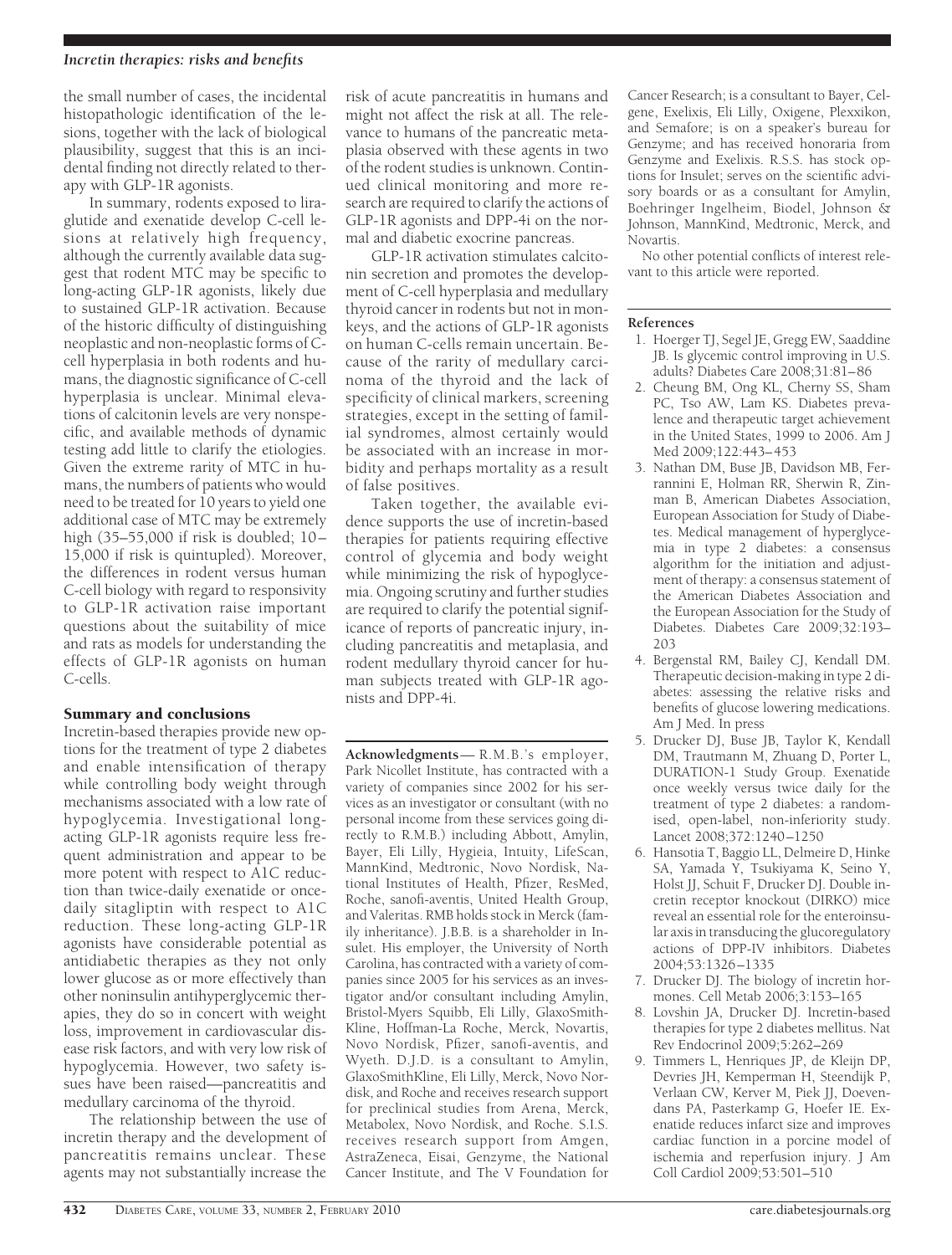the small number of cases, the incidental histopathologic identification of the lesions, together with the lack of biological plausibility, suggest that this is an incidental finding not directly related to therapy with GLP-1R agonists.

In summary, rodents exposed to liraglutide and exenatide develop C-cell lesions at relatively high frequency, although the currently available data suggest that rodent MTC may be specific to long-acting GLP-1R agonists, likely due to sustained GLP-1R activation. Because of the historic difficulty of distinguishing neoplastic and non-neoplastic forms of C-cell hyperplasia in both rodents and humans, the diagnostic significance of C-cell hyperplasia is unclear. Minimal elevations of calcitonin levels are very nonspecific, and available methods of dynamic testing add little to clarify the etiologies. Given the extreme rarity of MTC in humans, the numbers of patients who would need to be treated for 10 years to yield one additional case of MTC may be extremely high (35–55,000 if risk is doubled; 10–15,000 if risk is quintupled). Moreover, the differences in rodent versus human C-cell biology with regard to responsivity to GLP-1R activation raise important questions about the suitability of mice and rats as models for understanding the effects of GLP-1R agonists on human C-cells.

## Summary and conclusions

Incretin-based therapies provide new options for the treatment of type 2 diabetes and enable intensification of therapy while controlling body weight through mechanisms associated with a low rate of hypoglycemia. Investigational long-acting GLP-1R agonists require less frequent administration and appear to be more potent with respect to A1C reduction than twice-daily exenatide or once-daily sitagliptin with respect to A1C reduction. These long-acting GLP-1R agonists have considerable potential as antidiabetic therapies as they not only lower glucose as or more effectively than other noninsulin antihyperglycemic therapies, they do so in concert with weight loss, improvement in cardiovascular disease risk factors, and with very low risk of hypoglycemia. However, two safety issues have been raised—pancreatitis and medullary carcinoma of the thyroid.

The relationship between the use of incretin therapy and the development of pancreatitis remains unclear. These agents may not substantially increase the risk of acute pancreatitis in humans and might not affect the risk at all. The relevance to humans of the pancreatic metaplasia observed with these agents in two of the rodent studies is unknown. Continued clinical monitoring and more research are required to clarify the actions of GLP-1R agonists and DPP-4i on the normal and diabetic exocrine pancreas.

GLP-1R activation stimulates calcitonin secretion and promotes the development of C-cell hyperplasia and medullary thyroid cancer in rodents but not in monkeys, and the actions of GLP-1R agonists on human C-cells remain uncertain. Because of the rarity of medullary carcinoma of the thyroid and the lack of specificity of clinical markers, screening strategies, except in the setting of familial syndromes, almost certainly would be associated with an increase in morbidity and perhaps mortality as a result of false positives.

Taken together, the available evidence supports the use of incretin-based therapies for patients requiring effective control of glycemia and body weight while minimizing the risk of hypoglycemia. Ongoing scrutiny and further studies are required to clarify the potential significance of reports of pancreatic injury, including pancreatitis and metaplasia, and rodent medullary thyroid cancer for human subjects treated with GLP-1R agonists and DPP-4i.

**Acknowledgments**— R.M.B.'s employer, Park Nicollet Institute, has contracted with a variety of companies since 2002 for his services as an investigator or consultant (with no personal income from these services going directly to R.M.B.) including Abbott, Amylin, Bayer, Eli Lilly, Hygieia, Intuity, LifeScan, MannKind, Medtronic, Novo Nordisk, National Institutes of Health, Pfizer, ResMed, Roche, sanofi-aventis, United Health Group, and Valeritas. RMB holds stock in Merck (family inheritance). J.B.B. is a shareholder in Insulet. His employer, the University of North Carolina, has contracted with a variety of companies since 2005 for his services as an investigator and/or consultant including Amylin, Bristol-Myers Squibb, Eli Lilly, GlaxoSmithKline, Hoffman-La Roche, Merck, Novartis, Novo Nordisk, Pfizer, sanofi-aventis, and Wyeth. D.J.D. is a consultant to Amylin, GlaxoSmithKline, Eli Lilly, Merck, Novo Nordisk, and Roche and receives research support for preclinical studies from Arena, Merck, Metabolex, Novo Nordisk, and Roche. S.I.S. receives research support from Amgen, AstraZeneca, Eisai, Genzyme, the National Cancer Institute, and The V Foundation for Cancer Research; is a consultant to Bayer, Celgene, Exelixis, Eli Lilly, Oxigene, Plexxikon, and Semafore; is on a speaker's bureau for Genzyme; and has received honoraria from Genzyme and Exelixis. R.S.S. has stock options for Insulet; serves on the scientific advisory boards or as a consultant for Amylin, Boehringer Ingelheim, Biodel, Johnson & Johnson, MannKind, Medtronic, Merck, and Novartis.

No other potential conflicts of interest relevant to this article were reported.

## References

1. Hoerger TJ, Segel JE, Gregg EW, Saaddine JB. Is glycemic control improving in U.S. adults? Diabetes Care 2008;31:81–86
2. Cheung BM, Ong KL, Cherny SS, Sham PC, Tso AW, Lam KS. Diabetes prevalence and therapeutic target achievement in the United States, 1999 to 2006. Am J Med 2009;122:443–453
3. Nathan DM, Buse JB, Davidson MB, Ferrannini E, Holman RR, Sherwin R, Zinman B, American Diabetes Association, European Association for Study of Diabetes. Medical management of hyperglycemia in type 2 diabetes: a consensus algorithm for the initiation and adjustment of therapy: a consensus statement of the American Diabetes Association and the European Association for the Study of Diabetes. Diabetes Care 2009;32:193–203
4. Bergenstal RM, Bailey CJ, Kendall DM. Therapeutic decision-making in type 2 diabetes: assessing the relative risks and benefits of glucose lowering medications. Am J Med. In press
5. Drucker DJ, Buse JB, Taylor K, Kendall DM, Trautmann M, Zhuang D, Porter L, DURATION-1 Study Group. Exenatide once weekly versus twice daily for the treatment of type 2 diabetes: a randomised, open-label, non-inferiority study. Lancet 2008;372:1240–1250
6. Hansotia T, Baggio LL, Delmeire D, Hinke SA, Yamada Y, Tsukiyama K, Seino Y, Holst JJ, Schuit F, Drucker DJ. Double incretin receptor knockout (DIRKO) mice reveal an essential role for the enteroinsular axis in transducing the glucoregulatory actions of DPP-IV inhibitors. Diabetes 2004;53:1326–1335
7. Drucker DJ. The biology of incretin hormones. Cell Metab 2006;3:153–165
8. Lovshin JA, Drucker DJ. Incretin-based therapies for type 2 diabetes mellitus. Nat Rev Endocrinol 2009;5:262–269
9. Timmers L, Henriques JP, de Kleijn DP, Devries JH, Kemperman H, Steendijk P, Verlaan CW, Kerver M, Piek JJ, Doevendans PA, Pasterkamp G, Hoefer IE. Exenatide reduces infarct size and improves cardiac function in a porcine model of ischemia and reperfusion injury. J Am Coll Cardiol 2009;53:501–510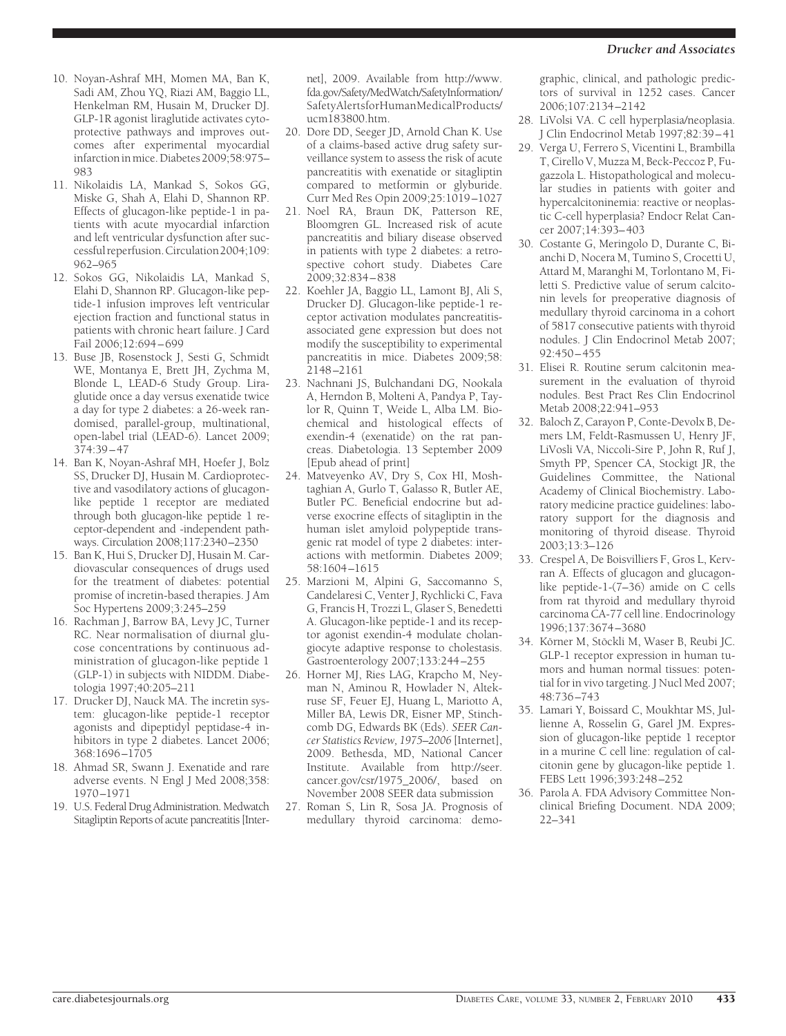10. Noyan-Ashraf MH, Momen MA, Ban K, Sadi AM, Zhou YQ, Riazi AM, Baggio LL, Henkelman RM, Husain M, Drucker DJ. GLP-1R agonist liraglutide activates cytoprotective pathways and improves outcomes after experimental myocardial infarction in mice. Diabetes 2009;58:975–983
11. Nikolaidis LA, Mankad S, Sokos GG, Miske G, Shah A, Elahi D, Shannon RP. Effects of glucagon-like peptide-1 in patients with acute myocardial infarction and left ventricular dysfunction after successful reperfusion. Circulation 2004;109:962–965
12. Sokos GG, Nikolaidis LA, Mankad S, Elahi D, Shannon RP. Glucagon-like peptide-1 infusion improves left ventricular ejection fraction and functional status in patients with chronic heart failure. J Card Fail 2006;12:694–699
13. Buse JB, Rosenstock J, Sesti G, Schmidt WE, Montanya E, Brett JH, Zychma M, Blonde L, LEAD-6 Study Group. Liraglutide once a day versus exenatide twice a day for type 2 diabetes: a 26-week randomised, parallel-group, multinational, open-label trial (LEAD-6). Lancet 2009;374:39–47
14. Ban K, Noyan-Ashraf MH, Hoefer J, Bolz SS, Drucker DJ, Husain M. Cardioprotective and vasodilatory actions of glucagon-like peptide 1 receptor are mediated through both glucagon-like peptide 1 receptor-dependent and -independent pathways. Circulation 2008;117:2340–2350
15. Ban K, Hui S, Drucker DJ, Husain M. Cardiovascular consequences of drugs used for the treatment of diabetes: potential promise of incretin-based therapies. J Am Soc Hypertens 2009;3:245–259
16. Rachman J, Barrow BA, Levy JC, Turner RC. Near normalisation of diurnal glucose concentrations by continuous administration of glucagon-like peptide 1 (GLP-1) in subjects with NIDDM. Diabetologia 1997;40:205–211
17. Drucker DJ, Nauck MA. The incretin system: glucagon-like peptide-1 receptor agonists and dipeptidyl peptidase-4 inhibitors in type 2 diabetes. Lancet 2006;368:1696–1705
18. Ahmad SR, Swann J. Exenatide and rare adverse events. N Engl J Med 2008;358:1970–1971
19. U.S. Federal Drug Administration. Medwatch Sitagliptin Reports of acute pancreatitis [Internet], 2009. Available from http://www.fda.gov/Safety/MedWatch/SafetyInformation/SafetyAlertsforHumanMedicalProducts/ucm183800.htm.
20. Dore DD, Seeger JD, Arnold Chan K. Use of a claims-based active drug safety surveillance system to assess the risk of acute pancreatitis with exenatide or sitagliptin compared to metformin or glyburide. Curr Med Res Opin 2009;25:1019–1027
21. Noel RA, Braun DK, Patterson RE, Bloomgren GL. Increased risk of acute pancreatitis and biliary disease observed in patients with type 2 diabetes: a retrospective cohort study. Diabetes Care 2009;32:834–838
22. Koehler JA, Baggio LL, Lamont BJ, Ali S, Drucker DJ. Glucagon-like peptide-1 receptor activation modulates pancreatitis-associated gene expression but does not modify the susceptibility to experimental pancreatitis in mice. Diabetes 2009;58:2148–2161
23. Nachnani JS, Bulchandani DG, Nookala A, Herndon B, Molteni A, Pandya P, Taylor R, Quinn T, Weide L, Alba LM. Biochemical and histological effects of exendin-4 (exenatide) on the rat pancreas. Diabetologia. 13 September 2009 [Epub ahead of print]
24. Matveyenko AV, Dry S, Cox HI, Moshtaghian A, Gurlo T, Galasso R, Butler AE, Butler PC. Beneficial endocrine but adverse exocrine effects of sitagliptin in the human islet amyloid polypeptide transgenic rat model of type 2 diabetes: interactions with metformin. Diabetes 2009;58:1604–1615
25. Marzioni M, Alpini G, Saccomanno S, Candelaresi C, Venter J, Rychlicki C, Fava G, Francis H, Trozzi L, Glaser S, Benedetti A. Glucagon-like peptide-1 and its receptor agonist exendin-4 modulate cholangiocyte adaptive response to cholestasis. Gastroenterology 2007;133:244–255
26. Horner MJ, Ries LAG, Krapcho M, Neyman N, Aminou R, Howlader N, Altekruse SF, Feuer EJ, Huang L, Mariotto A, Miller BA, Lewis DR, Eisner MP, Stinchcomb DG, Edwards BK (Eds). *SEER Cancer Statistics Review, 1975–2006* [Internet], 2009. Bethesda, MD, National Cancer Institute. Available from http://seer.cancer.gov/csr/1975_2006/, based on November 2008 SEER data submission
27. Roman S, Lin R, Sosa JA. Prognosis of medullary thyroid carcinoma: demographic, clinical, and pathologic predictors of survival in 1252 cases. Cancer 2006;107:2134–2142
28. LiVolsi VA. C cell hyperplasia/neoplasia. J Clin Endocrinol Metab 1997;82:39–41
29. Verga U, Ferrero S, Vicentini L, Brambilla T, Cirello V, Muzza M, Beck-Peccoz P, Fugazzola L. Histopathological and molecular studies in patients with goiter and hypercalcitoninemia: reactive or neoplastic C-cell hyperplasia? Endocr Relat Cancer 2007;14:393–403
30. Costante G, Meringolo D, Durante C, Bianchi D, Nocera M, Tumino S, Crocetti U, Attard M, Maranghi M, Torlontano M, Filetti S. Predictive value of serum calcitonin levels for preoperative diagnosis of medullary thyroid carcinoma in a cohort of 5817 consecutive patients with thyroid nodules. J Clin Endocrinol Metab 2007;92:450–455
31. Elisei R. Routine serum calcitonin measurement in the evaluation of thyroid nodules. Best Pract Res Clin Endocrinol Metab 2008;22:941–953
32. Baloch Z, Carayon P, Conte-Devolx B, Demers LM, Feldt-Rasmussen U, Henry JF, LiVosli VA, Niccoli-Sire P, John R, Ruf J, Smyth PP, Spencer CA, Stockigt JR, the Guidelines Committee, the National Academy of Clinical Biochemistry. Laboratory medicine practice guidelines: laboratory support for the diagnosis and monitoring of thyroid disease. Thyroid 2003;13:3–126
33. Crespel A, De Boisvilliers F, Gros L, Kervran A. Effects of glucagon and glucagon-like peptide-1-(7–36) amide on C cells from rat thyroid and medullary thyroid carcinoma CA-77 cell line. Endocrinology 1996;137:3674–3680
34. Körner M, Stöckli M, Waser B, Reubi JC. GLP-1 receptor expression in human tumors and human normal tissues: potential for in vivo targeting. J Nucl Med 2007;48:736–743
35. Lamari Y, Boissard C, Moukhtar MS, Jullienne A, Rosselin G, Garel JM. Expression of glucagon-like peptide 1 receptor in a murine C cell line: regulation of calcitonin gene by glucagon-like peptide 1. FEBS Lett 1996;393:248–252
36. Parola A. FDA Advisory Committee Nonclinical Briefing Document. NDA 2009;22–341